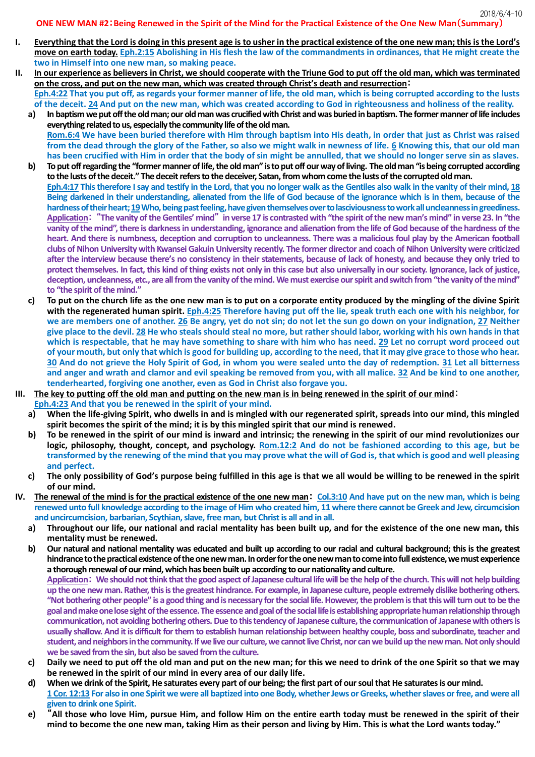2018/6/4-10

# ONE NEW MAN #2：Being Renewed in the Spirit of the Mind for the Practical Existence of the One New Man（Summary）

**I. Everything that the Lord is doing in this present age is to usher in the practical existence of the one new man; this is the Lord's move on earth today.** **Eph.2:15 Abolishing in His flesh the law of the commandments in ordinances, that He might create the two in Himself into one new man, so making peace.**

**II. In our experience as believers in Christ, we should cooperate with the Triune God to put off the old man, which was terminated on the cross, and put on the new man, which was created through Christ's death and resurrection：**
**Eph.4:22 That you put off, as regards your former manner of life, the old man, which is being corrupted according to the lusts of the deceit. 24 And put on the new man, which was created according to God in righteousness and holiness of the reality.**

**a) In baptism we put off the old man; our old man was crucified with Christ and was buried in baptism. The former manner of life includes everything related to us, especially the community life of the old man.**
**Rom.6:4 We have been buried therefore with Him through baptism into His death, in order that just as Christ was raised from the dead through the glory of the Father, so also we might walk in newness of life. 6 Knowing this, that our old man has been crucified with Him in order that the body of sin might be annulled, that we should no longer serve sin as slaves.**

**b) To put off regarding the "former manner of life, the old man" is to put off our way of living. The old man "is being corrupted according to the lusts of the deceit." The deceit refers to the deceiver, Satan, from whom come the lusts of the corrupted old man.**
**Eph.4:17 This therefore I say and testify in the Lord, that you no longer walk as the Gentiles also walk in the vanity of their mind, 18 Being darkened in their understanding, alienated from the life of God because of the ignorance which is in them, because of the hardness of their heart; 19 Who, being past feeling, have given themselves over to lasciviousness to work all uncleanness in greediness.**
**Application："The vanity of the Gentiles' mind" in verse 17 is contrasted with "the spirit of the new man's mind" in verse 23. In "the vanity of the mind", there is darkness in understanding, ignorance and alienation from the life of God because of the hardness of the heart. And there is numbness, deception and corruption to uncleanness. There was a malicious foul play by the American football clubs of Nihon University with Kwansei Gakuin University recently. The former director and coach of Nihon University were criticized after the interview because there's no consistency in their statements, because of lack of honesty, and because they only tried to protect themselves. In fact, this kind of thing exists not only in this case but also universally in our society. Ignorance, lack of justice, deception, uncleanness, etc., are all from the vanity of the mind. We must exercise our spirit and switch from "the vanity of the mind" to "the spirit of the mind."**

**c) To put on the church life as the one new man is to put on a corporate entity produced by the mingling of the divine Spirit with the regenerated human spirit. Eph.4:25 Therefore having put off the lie, speak truth each one with his neighbor, for we are members one of another. 26 Be angry, yet do not sin; do not let the sun go down on your indignation, 27 Neither give place to the devil. 28 He who steals should steal no more, but rather should labor, working with his own hands in that which is respectable, that he may have something to share with him who has need. 29 Let no corrupt word proceed out of your mouth, but only that which is good for building up, according to the need, that it may give grace to those who hear. 30 And do not grieve the Holy Spirit of God, in whom you were sealed unto the day of redemption. 31 Let all bitterness and anger and wrath and clamor and evil speaking be removed from you, with all malice. 32 And be kind to one another, tenderhearted, forgiving one another, even as God in Christ also forgave you.**

**III. The key to putting off the old man and putting on the new man is in being renewed in the spirit of our mind：**
**Eph.4:23 And that you be renewed in the spirit of your mind.**

**a) When the life-giving Spirit, who dwells in and is mingled with our regenerated spirit, spreads into our mind, this mingled spirit becomes the spirit of the mind; it is by this mingled spirit that our mind is renewed.**

**b) To be renewed in the spirit of our mind is inward and intrinsic; the renewing in the spirit of our mind revolutionizes our logic, philosophy, thought, concept, and psychology. Rom.12:2 And do not be fashioned according to this age, but be transformed by the renewing of the mind that you may prove what the will of God is, that which is good and well pleasing and perfect.**

**c) The only possibility of God's purpose being fulfilled in this age is that we all would be willing to be renewed in the spirit of our mind.**

**IV. The renewal of the mind is for the practical existence of the one new man：** **Col.3:10 And have put on the new man, which is being renewed unto full knowledge according to the image of Him who created him, 11 where there cannot be Greek and Jew, circumcision and uncircumcision, barbarian, Scythian, slave, free man, but Christ is all and in all.**

**a) Throughout our life, our national and racial mentality has been built up, and for the existence of the one new man, this mentality must be renewed.**

**b) Our natural and national mentality was educated and built up according to our racial and cultural background; this is the greatest hindrance to the practical existence of the one new man. In order for the one new man to come into full existence, we must experience a thorough renewal of our mind, which has been built up according to our nationality and culture.**
**Application：We should not think that the good aspect of Japanese cultural life will be the help of the church. This will not help building up the one new man. Rather, this is the greatest hindrance. For example, in Japanese culture, people extremely dislike bothering others. "Not bothering other people" is a good thing and is necessary for the social life. However, the problem is that this will turn out to be the goal and make one lose sight of the essence. The essence and goal of the social life is establishing appropriate human relationship through communication, not avoiding bothering others. Due to this tendency of Japanese culture, the communication of Japanese with others is usually shallow. And it is difficult for them to establish human relationship between healthy couple, boss and subordinate, teacher and student, and neighbors in the community. If we live our culture, we cannot live Christ, nor can we build up the new man. Not only should we be saved from the sin, but also be saved from the culture.**

**c) Daily we need to put off the old man and put on the new man; for this we need to drink of the one Spirit so that we may be renewed in the spirit of our mind in every area of our daily life.**

**d) When we drink of the Spirit, He saturates every part of our being; the first part of our soul that He saturates is our mind.**
**1 Cor. 12:13 For also in one Spirit we were all baptized into one Body, whether Jews or Greeks, whether slaves or free, and were all given to drink one Spirit.**

**e) "All those who love Him, pursue Him, and follow Him on the entire earth today must be renewed in the spirit of their mind to become the one new man, taking Him as their person and living by Him. This is what the Lord wants today."**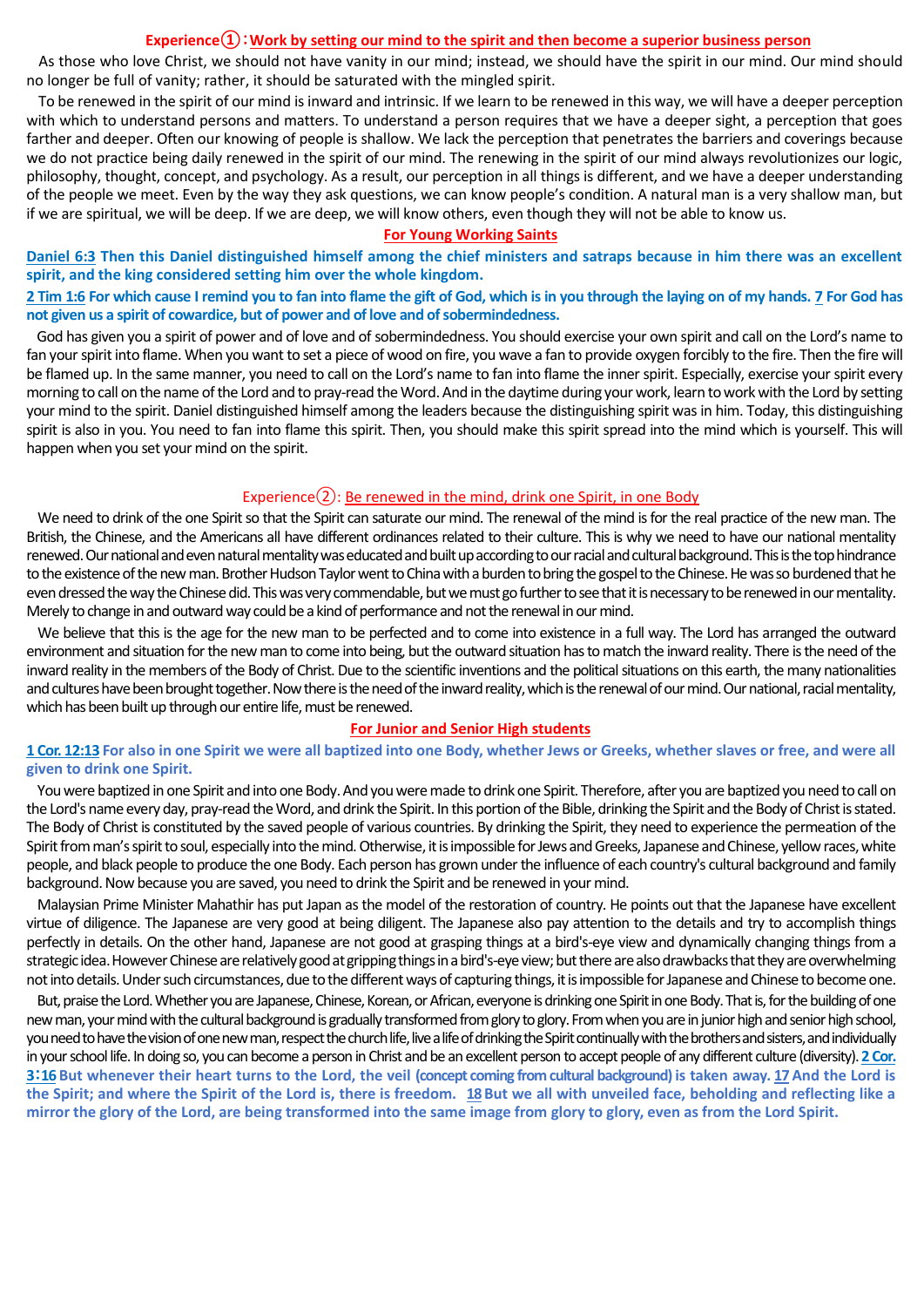## Experience①：Work by setting our mind to the spirit and then become a superior business person

As those who love Christ, we should not have vanity in our mind; instead, we should have the spirit in our mind. Our mind should no longer be full of vanity; rather, it should be saturated with the mingled spirit.

To be renewed in the spirit of our mind is inward and intrinsic. If we learn to be renewed in this way, we will have a deeper perception with which to understand persons and matters. To understand a person requires that we have a deeper sight, a perception that goes farther and deeper. Often our knowing of people is shallow. We lack the perception that penetrates the barriers and coverings because we do not practice being daily renewed in the spirit of our mind. The renewing in the spirit of our mind always revolutionizes our logic, philosophy, thought, concept, and psychology. As a result, our perception in all things is different, and we have a deeper understanding of the people we meet. Even by the way they ask questions, we can know people's condition. A natural man is a very shallow man, but if we are spiritual, we will be deep. If we are deep, we will know others, even though they will not be able to know us.

### For Young Working Saints

**Daniel 6:3 Then this Daniel distinguished himself among the chief ministers and satraps because in him there was an excellent spirit, and the king considered setting him over the whole kingdom.**

**2 Tim 1:6 For which cause I remind you to fan into flame the gift of God, which is in you through the laying on of my hands. 7 For God has not given us a spirit of cowardice, but of power and of love and of sobermindedness.**

God has given you a spirit of power and of love and of sobermindedness. You should exercise your own spirit and call on the Lord's name to fan your spirit into flame. When you want to set a piece of wood on fire, you wave a fan to provide oxygen forcibly to the fire. Then the fire will be flamed up. In the same manner, you need to call on the Lord's name to fan into flame the inner spirit. Especially, exercise your spirit every morning to call on the name of the Lord and to pray-read the Word. And in the daytime during your work, learn to work with the Lord by setting your mind to the spirit. Daniel distinguished himself among the leaders because the distinguishing spirit was in him. Today, this distinguishing spirit is also in you. You need to fan into flame this spirit. Then, you should make this spirit spread into the mind which is yourself. This will happen when you set your mind on the spirit.

## Experience②: Be renewed in the mind, drink one Spirit, in one Body

We need to drink of the one Spirit so that the Spirit can saturate our mind. The renewal of the mind is for the real practice of the new man. The British, the Chinese, and the Americans all have different ordinances related to their culture. This is why we need to have our national mentality renewed. Our national and even natural mentality was educated and built up according to our racial and cultural background. This is the top hindrance to the existence of the new man. Brother Hudson Taylor went to China with a burden to bring the gospel to the Chinese. He was so burdened that he even dressed the way the Chinese did. This was very commendable, but we must go further to see that it is necessary to be renewed in our mentality. Merely to change in and outward way could be a kind of performance and not the renewal in our mind.

We believe that this is the age for the new man to be perfected and to come into existence in a full way. The Lord has arranged the outward environment and situation for the new man to come into being, but the outward situation has to match the inward reality. There is the need of the inward reality in the members of the Body of Christ. Due to the scientific inventions and the political situations on this earth, the many nationalities and cultures have been brought together. Now there is the need of the inward reality, which is the renewal of our mind. Our national, racial mentality, which has been built up through our entire life, must be renewed.

### For Junior and Senior High students

**1 Cor. 12:13 For also in one Spirit we were all baptized into one Body, whether Jews or Greeks, whether slaves or free, and were all given to drink one Spirit.**

You were baptized in one Spirit and into one Body. And you were made to drink one Spirit. Therefore, after you are baptized you need to call on the Lord's name every day, pray-read the Word, and drink the Spirit. In this portion of the Bible, drinking the Spirit and the Body of Christ is stated. The Body of Christ is constituted by the saved people of various countries. By drinking the Spirit, they need to experience the permeation of the Spirit from man's spirit to soul, especially into the mind. Otherwise, it is impossible for Jews and Greeks, Japanese and Chinese, yellow races, white people, and black people to produce the one Body. Each person has grown under the influence of each country's cultural background and family background. Now because you are saved, you need to drink the Spirit and be renewed in your mind.

Malaysian Prime Minister Mahathir has put Japan as the model of the restoration of country. He points out that the Japanese have excellent virtue of diligence. The Japanese are very good at being diligent. The Japanese also pay attention to the details and try to accomplish things perfectly in details. On the other hand, Japanese are not good at grasping things at a bird's-eye view and dynamically changing things from a strategic idea. However Chinese are relatively good at gripping things in a bird's-eye view; but there are also drawbacks that they are overwhelming not into details. Under such circumstances, due to the different ways of capturing things, it is impossible for Japanese and Chinese to become one.

But, praise the Lord. Whether you are Japanese, Chinese, Korean, or African, everyone is drinking one Spirit in one Body. That is, for the building of one new man, your mind with the cultural background is gradually transformed from glory to glory. From when you are in junior high and senior high school, you need to have the vision of one new man, respect the church life, live a life of drinking the Spirit continually with the brothers and sisters, and individually in your school life. In doing so, you can become a person in Christ and be an excellent person to accept people of any different culture (diversity). **2 Cor. 3:16 But whenever their heart turns to the Lord, the veil (concept coming from cultural background) is taken away. 17 And the Lord is the Spirit; and where the Spirit of the Lord is, there is freedom. 18 But we all with unveiled face, beholding and reflecting like a mirror the glory of the Lord, are being transformed into the same image from glory to glory, even as from the Lord Spirit.**